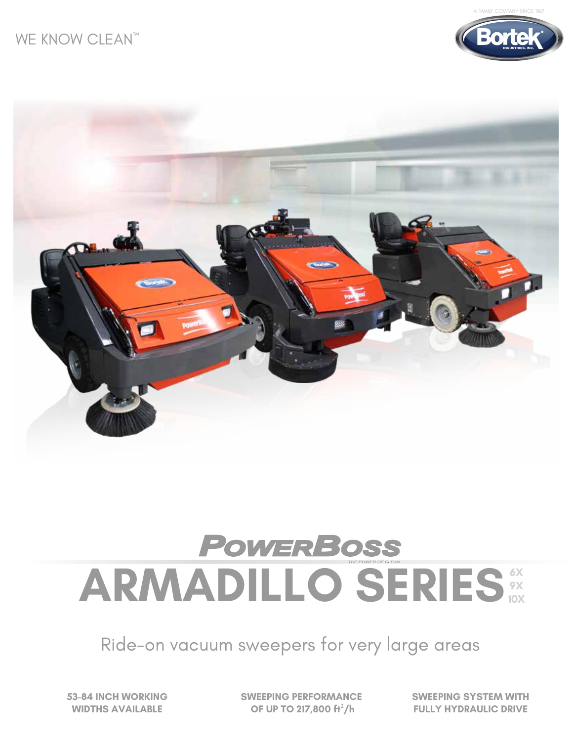WE KNOW CLEAN™

A FAMILY COMPANY SINCE 1967

Bortek INDUSTRIES, INC.

POWERBOSS

THE POWER OF CLEAN

# ARMADILLO SERIES 6X 9X 10X

## Ride-on vacuum sweepers for very large areas

**53-84 INCH WORKING WIDTHS AVAILABLE**

**SWEEPING PERFORMANCE OF UP TO 217,800 $ft^2$/h**

**SWEEPING SYSTEM WITH FULLY HYDRAULIC DRIVE**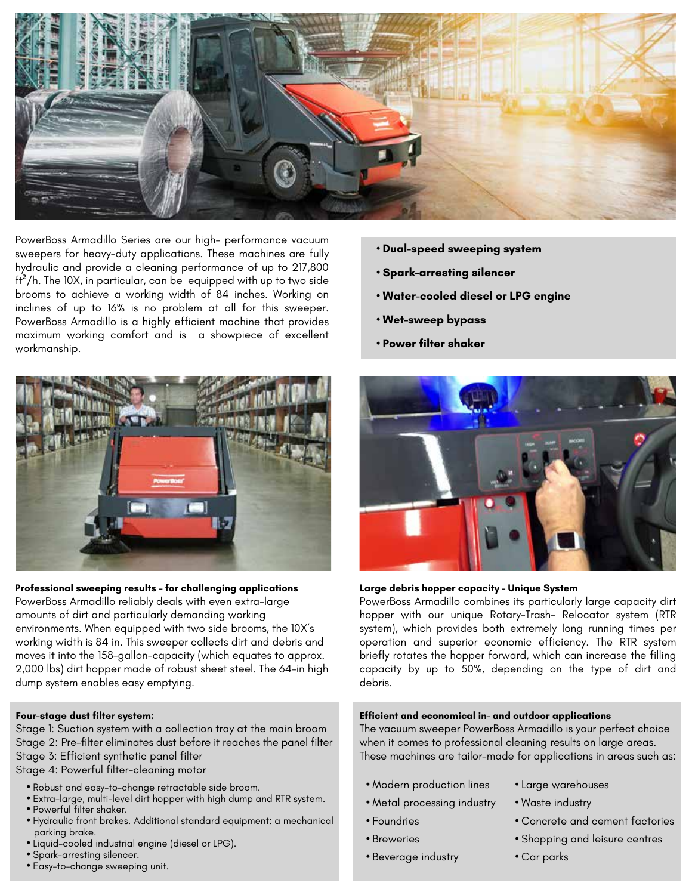PowerBoss Armadillo Series are our high- performance vacuum sweepers for heavy-duty applications. These machines are fully hydraulic and provide a cleaning performance of up to 217,800 $ft^2$/h. The 10X, in particular, can be equipped with up to two side brooms to achieve a working width of 84 inches. Working on inclines of up to 16% is no problem at all for this sweeper. PowerBoss Armadillo is a highly efficient machine that provides maximum working comfort and is a showpiece of excellent workmanship.

- **Dual-speed sweeping system**
- **Spark-arresting silencer**
- **Water-cooled diesel or LPG engine**
- **Wet-sweep bypass**
- **Power filter shaker**

**Professional sweeping results – for challenging applications**
PowerBoss Armadillo reliably deals with even extra-large amounts of dirt and particularly demanding working environments. When equipped with two side brooms, the 10X's working width is 84 in. This sweeper collects dirt and debris and moves it into the 158-gallon-capacity (which equates to approx. 2,000 lbs) dirt hopper made of robust sheet steel. The 64-in high dump system enables easy emptying.

**Large debris hopper capacity - Unique System**
PowerBoss Armadillo combines its particularly large capacity dirt hopper with our unique Rotary-Trash- Relocator system (RTR system), which provides both extremely long running times per operation and superior economic efficiency. The RTR system briefly rotates the hopper forward, which can increase the filling capacity by up to 50%, depending on the type of dirt and debris.

**Four-stage dust filter system:**
Stage 1: Suction system with a collection tray at the main broom
Stage 2: Pre-filter eliminates dust before it reaches the panel filter
Stage 3: Efficient synthetic panel filter
Stage 4: Powerful filter-cleaning motor

- Robust and easy-to-change retractable side broom.
- Extra-large, multi-level dirt hopper with high dump and RTR system.
- Powerful filter shaker.
- Hydraulic front brakes. Additional standard equipment: a mechanical parking brake.
- Liquid-cooled industrial engine (diesel or LPG).
- Spark-arresting silencer.
- Easy-to-change sweeping unit.

**Efficient and economical in- and outdoor applications**
The vacuum sweeper PowerBoss Armadillo is your perfect choice when it comes to professional cleaning results on large areas. These machines are tailor-made for applications in areas such as:

- Modern production lines
- Metal processing industry
- Foundries
- Breweries
- Beverage industry
- Large warehouses
- Waste industry
- Concrete and cement factories
- Shopping and leisure centres
- Car parks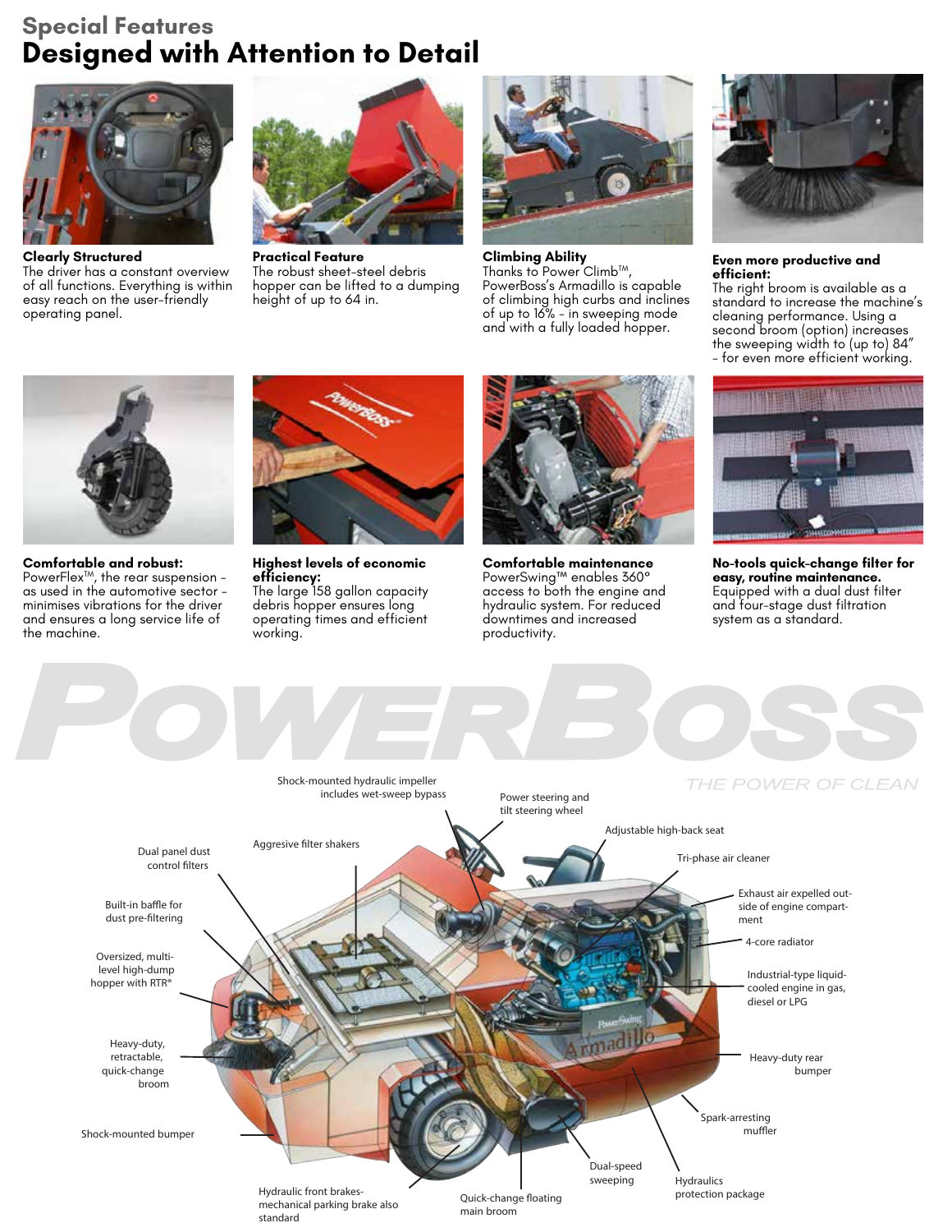## Special Features

# Designed with Attention to Detail

**Clearly Structured**
The driver has a constant overview of all functions. Everything is within easy reach on the user-friendly operating panel.

**Practical Feature**
The robust sheet-steel debris hopper can be lifted to a dumping height of up to 64 in.

**Climbing Ability**
Thanks to Power Climb™, PowerBoss's Armadillo is capable of climbing high curbs and inclines of up to 16% – in sweeping mode and with a fully loaded hopper.

**Even more productive and efficient:**
The right broom is available as a standard to increase the machine's cleaning performance. Using a second broom (option) increases the sweeping width to (up to) 84" – for even more efficient working.

**Comfortable and robust:**
PowerFlex™, the rear suspension – as used in the automotive sector – minimises vibrations for the driver and ensures a long service life of the machine.

**Highest levels of economic efficiency:**
The large 158 gallon capacity debris hopper ensures long operating times and efficient working.

**Comfortable maintenance**
PowerSwing™ enables 360° access to both the engine and hydraulic system. For reduced downtimes and increased productivity.

**No-tools quick-change filter for easy, routine maintenance.**
Equipped with a dual dust filter and four-stage dust filtration system as a standard.

POWERBOSS

THE POWER OF CLEAN

- Shock-mounted hydraulic impeller includes wet-sweep bypass
- Power steering and tilt steering wheel
- Adjustable high-back seat
- Tri-phase air cleaner
- Exhaust air expelled outside of engine compartment
- 4-core radiator
- Industrial-type liquid-cooled engine in gas, diesel or LPG
- Heavy-duty rear bumper
- Spark-arresting muffler
- Hydraulics protection package
- Dual-speed sweeping
- Quick-change floating main broom
- Hydraulic front brakes-mechanical parking brake also standard
- Shock-mounted bumper
- Heavy-duty, retractable, quick-change broom
- Oversized, multi-level high-dump hopper with RTR®
- Built-in baffle for dust pre-filtering
- Dual panel dust control filters
- Aggresive filter shakers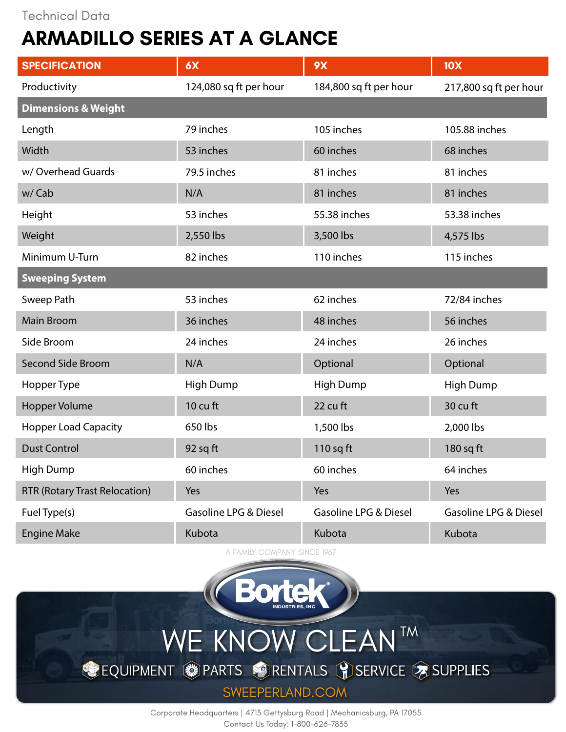Technical Data

# ARMADILLO SERIES AT A GLANCE

| SPECIFICATION | 6X | 9X | 10X |
|---|---|---|---|
| Productivity | 124,080 sq ft per hour | 184,800 sq ft per hour | 217,800 sq ft per hour |
| **Dimensions & Weight** | | | |
| Length | 79 inches | 105 inches | 105.88 inches |
| Width | 53 inches | 60 inches | 68 inches |
| w/ Overhead Guards | 79.5 inches | 81 inches | 81 inches |
| w/ Cab | N/A | 81 inches | 81 inches |
| Height | 53 inches | 55.38 inches | 53.38 inches |
| Weight | 2,550 lbs | 3,500 lbs | 4,575 lbs |
| Minimum U-Turn | 82 inches | 110 inches | 115 inches |
| **Sweeping System** | | | |
| Sweep Path | 53 inches | 62 inches | 72/84 inches |
| Main Broom | 36 inches | 48 inches | 56 inches |
| Side Broom | 24 inches | 24 inches | 26 inches |
| Second Side Broom | N/A | Optional | Optional |
| Hopper Type | High Dump | High Dump | High Dump |
| Hopper Volume | 10 cu ft | 22 cu ft | 30 cu ft |
| Hopper Load Capacity | 650 lbs | 1,500 lbs | 2,000 lbs |
| Dust Control | 92 sq ft | 110 sq ft | 180 sq ft |
| High Dump | 60 inches | 60 inches | 64 inches |
| RTR (Rotary Trast Relocation) | Yes | Yes | Yes |
| Fuel Type(s) | Gasoline LPG & Diesel | Gasoline LPG & Diesel | Gasoline LPG & Diesel |
| Engine Make | Kubota | Kubota | Kubota |

A FAMILY COMPANY SINCE 1967

Bortek® INDUSTRIES, INC.

WE KNOW CLEAN™

EQUIPMENT | PARTS | RENTALS | SERVICE | SUPPLIES

SWEEPERLAND.COM

Corporate Headquarters | 4713 Gettysburg Road | Mechanicsburg, PA 17055

Contact Us Today: 1-800-626-7835